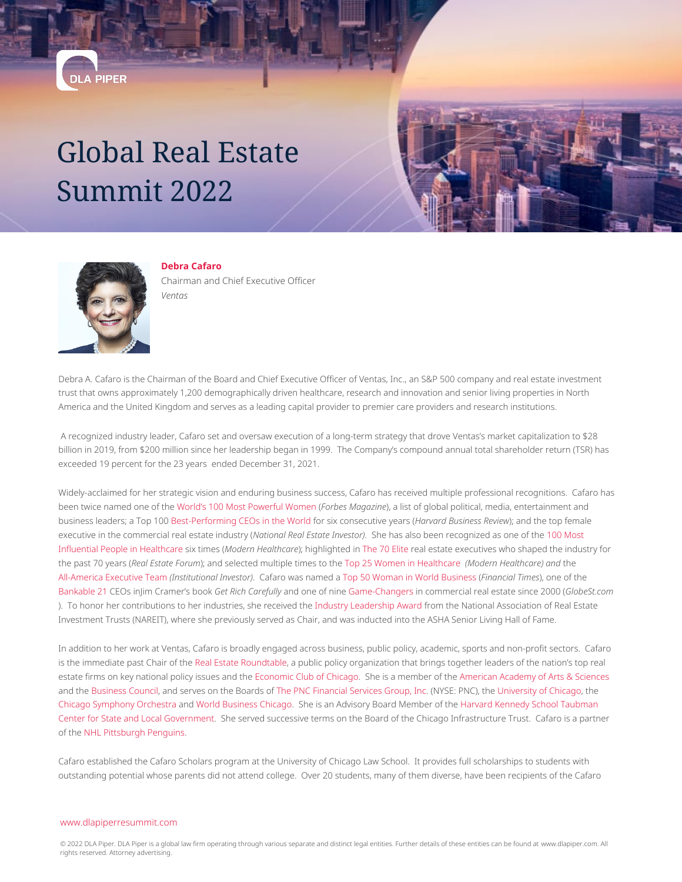DLA PIPER

# Global Real Estate Summit 2022

**Debra Cafaro**
Chairman and Chief Executive Officer
*Ventas*

Debra A. Cafaro is the Chairman of the Board and Chief Executive Officer of Ventas, Inc., an S&P 500 company and real estate investment trust that owns approximately 1,200 demographically driven healthcare, research and innovation and senior living properties in North America and the United Kingdom and serves as a leading capital provider to premier care providers and research institutions.

A recognized industry leader, Cafaro set and oversaw execution of a long-term strategy that drove Ventas's market capitalization to $28 billion in 2019, from $200 million since her leadership began in 1999. The Company's compound annual total shareholder return (TSR) has exceeded 19 percent for the 23 years ended December 31, 2021.

Widely-acclaimed for her strategic vision and enduring business success, Cafaro has received multiple professional recognitions. Cafaro has been twice named one of the World's 100 Most Powerful Women (*Forbes Magazine*), a list of global political, media, entertainment and business leaders; a Top 100 Best-Performing CEOs in the World for six consecutive years (*Harvard Business Review*); and the top female executive in the commercial real estate industry (*National Real Estate Investor)*. She has also been recognized as one of the 100 Most Influential People in Healthcare six times (*Modern Healthcare*); highlighted in The 70 Elite real estate executives who shaped the industry for the past 70 years (*Real Estate Forum*); and selected multiple times to the Top 25 Women in Healthcare *(Modern Healthcare) and* the All-America Executive Team *(Institutional Investor)*. Cafaro was named a Top 50 Woman in World Business (*Financial Times*), one of the Bankable 21 CEOs inJim Cramer's book *Get Rich Carefully* and one of nine Game-Changers in commercial real estate since 2000 (*GlobeSt.com* ). To honor her contributions to her industries, she received the Industry Leadership Award from the National Association of Real Estate Investment Trusts (NAREIT), where she previously served as Chair, and was inducted into the ASHA Senior Living Hall of Fame.

In addition to her work at Ventas, Cafaro is broadly engaged across business, public policy, academic, sports and non-profit sectors. Cafaro is the immediate past Chair of the Real Estate Roundtable, a public policy organization that brings together leaders of the nation's top real estate firms on key national policy issues and the Economic Club of Chicago. She is a member of the American Academy of Arts & Sciences and the Business Council, and serves on the Boards of The PNC Financial Services Group, Inc. (NYSE: PNC), the University of Chicago, the Chicago Symphony Orchestra and World Business Chicago. She is an Advisory Board Member of the Harvard Kennedy School Taubman Center for State and Local Government. She served successive terms on the Board of the Chicago Infrastructure Trust. Cafaro is a partner of the NHL Pittsburgh Penguins.

Cafaro established the Cafaro Scholars program at the University of Chicago Law School. It provides full scholarships to students with outstanding potential whose parents did not attend college. Over 20 students, many of them diverse, have been recipients of the Cafaro

www.dlapiperresummit.com

© 2022 DLA Piper. DLA Piper is a global law firm operating through various separate and distinct legal entities. Further details of these entities can be found at www.dlapiper.com. All rights reserved. Attorney advertising.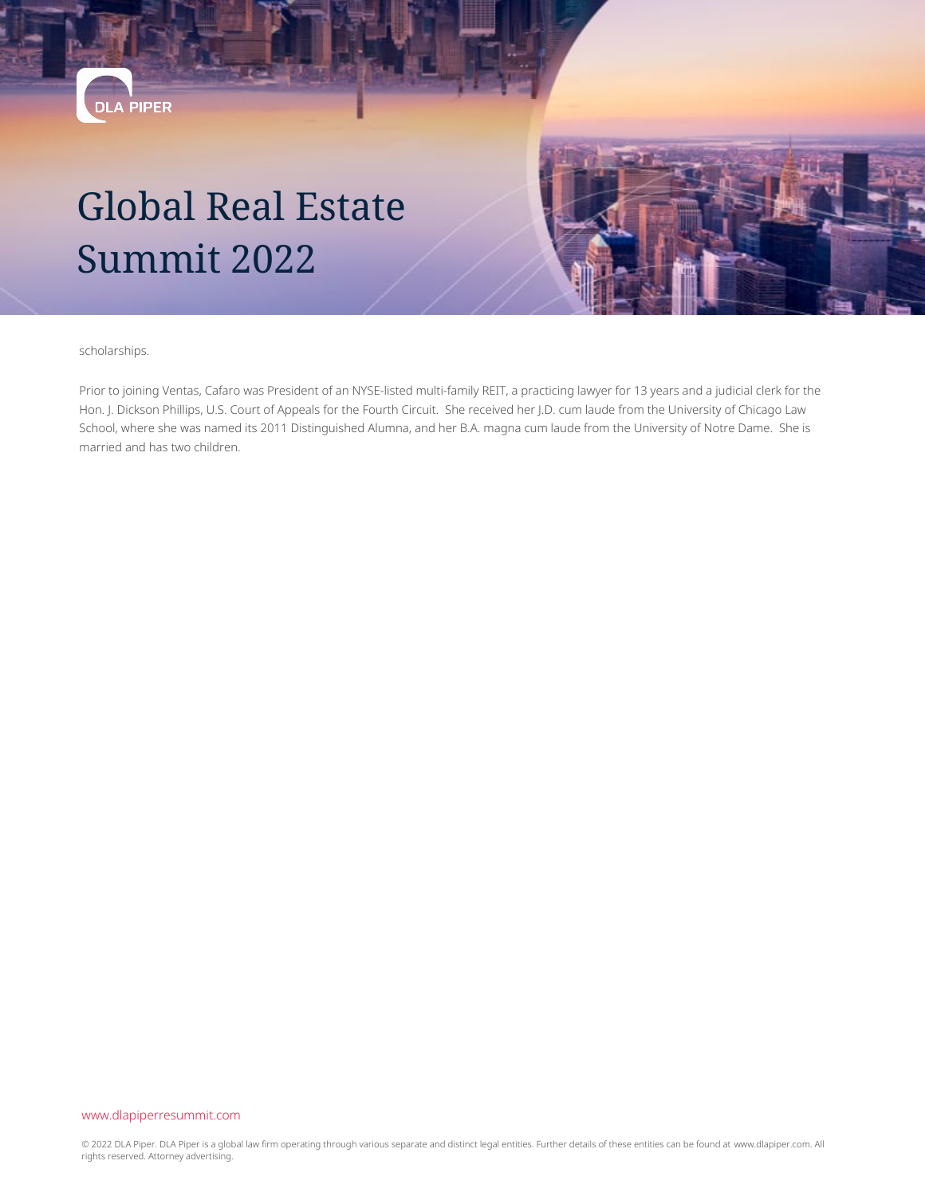scholarships.

Prior to joining Ventas, Cafaro was President of an NYSE-listed multi-family REIT, a practicing lawyer for 13 years and a judicial clerk for the Hon. J. Dickson Phillips, U.S. Court of Appeals for the Fourth Circuit. She received her J.D. cum laude from the University of Chicago Law School, where she was named its 2011 Distinguished Alumna, and her B.A. magna cum laude from the University of Notre Dame. She is married and has two children.